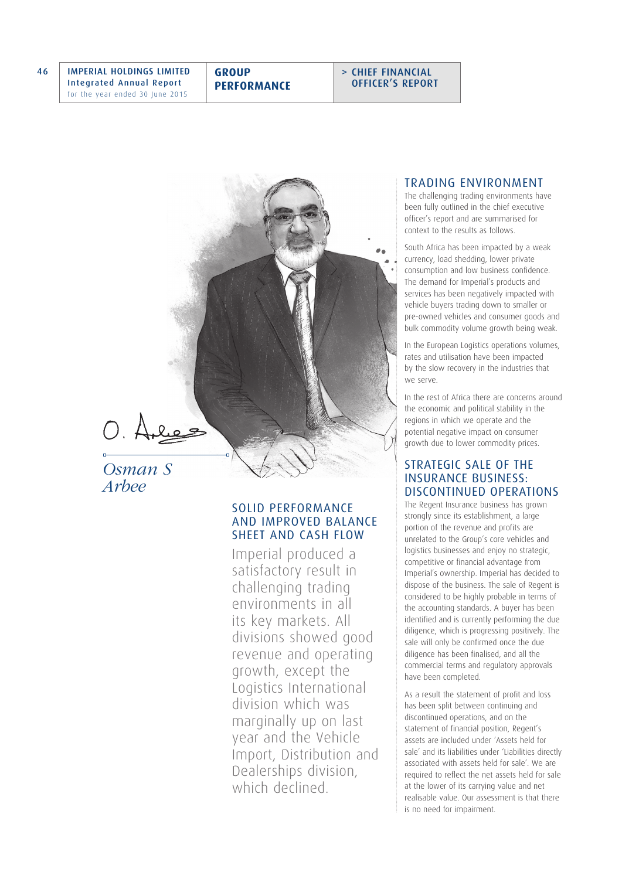Osman S Arbee

## SOLID PERFORMANCE AND IMPROVED BALANCE SHEET AND CASH FLOW

Imperial produced a satisfactory result in challenging trading environments in all its key markets. All divisions showed good revenue and operating growth, except the Logistics International division which was marginally up on last year and the Vehicle Import, Distribution and Dealerships division, which declined.

## TRADING ENVIRONMENT

The challenging trading environments have been fully outlined in the chief executive officer's report and are summarised for context to the results as follows.

South Africa has been impacted by a weak currency, load shedding, lower private consumption and low business confidence. The demand for Imperial's products and services has been negatively impacted with vehicle buyers trading down to smaller or pre-owned vehicles and consumer goods and bulk commodity volume growth being weak.

In the European Logistics operations volumes, rates and utilisation have been impacted by the slow recovery in the industries that we serve.

In the rest of Africa there are concerns around the economic and political stability in the regions in which we operate and the potential negative impact on consumer growth due to lower commodity prices.

## STRATEGIC SALE OF THE INSURANCE BUSINESS: DISCONTINUED OPERATIONS

The Regent Insurance business has grown strongly since its establishment, a large portion of the revenue and profits are unrelated to the Group's core vehicles and logistics businesses and enjoy no strategic, competitive or financial advantage from Imperial's ownership. Imperial has decided to dispose of the business. The sale of Regent is considered to be highly probable in terms of the accounting standards. A buyer has been identified and is currently performing the due diligence, which is progressing positively. The sale will only be confirmed once the due diligence has been finalised, and all the commercial terms and regulatory approvals have been completed.

As a result the statement of profit and loss has been split between continuing and discontinued operations, and on the statement of financial position, Regent's assets are included under 'Assets held for sale' and its liabilities under 'Liabilities directly associated with assets held for sale'. We are required to reflect the net assets held for sale at the lower of its carrying value and net realisable value. Our assessment is that there is no need for impairment.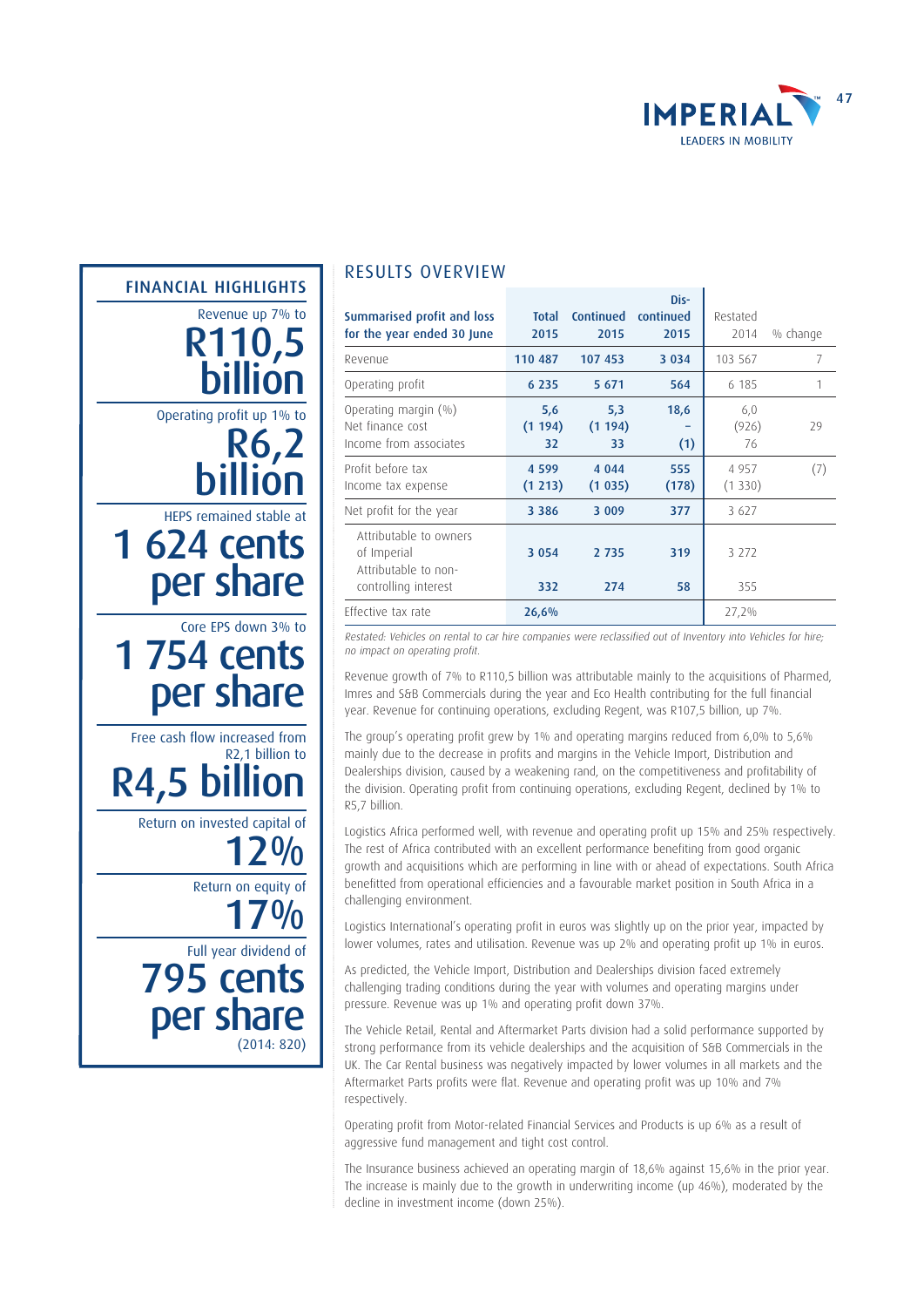## FINANCIAL HIGHLIGHTS

Revenue up 7% to
**R110,5 billion**

Operating profit up 1% to
**R6,2 billion**

HEPS remained stable at
**1 624 cents per share**

Core EPS down 3% to
**1 754 cents per share**

Free cash flow increased from R2,1 billion to
**R4,5 billion**

Return on invested capital of
**12%**

Return on equity of
**17%**

Full year dividend of
**795 cents per share**
(2014: 820)

## RESULTS OVERVIEW

| Summarised profit and loss for the year ended 30 June | Total 2015 | Continued 2015 | Dis-continued 2015 | Restated 2014 | % change |
|---|---|---|---|---|---|
| Revenue | 110 487 | 107 453 | 3 034 | 103 567 | 7 |
| Operating profit | 6 235 | 5 671 | 564 | 6 185 | 1 |
| Operating margin (%) | 5,6 | 5,3 | 18,6 | 6,0 | |
| Net finance cost | (1 194) | (1 194) | – | (926) | 29 |
| Income from associates | 32 | 33 | (1) | 76 | |
| Profit before tax | 4 599 | 4 044 | 555 | 4 957 | (7) |
| Income tax expense | (1 213) | (1 035) | (178) | (1 330) | |
| Net profit for the year | 3 386 | 3 009 | 377 | 3 627 | |
| Attributable to owners of Imperial | 3 054 | 2 735 | 319 | 3 272 | |
| Attributable to non-controlling interest | 332 | 274 | 58 | 355 | |
| Effective tax rate | 26,6% | | | 27,2% | |

*Restated: Vehicles on rental to car hire companies were reclassified out of Inventory into Vehicles for hire; no impact on operating profit.*

Revenue growth of 7% to R110,5 billion was attributable mainly to the acquisitions of Pharmed, Imres and S&B Commercials during the year and Eco Health contributing for the full financial year. Revenue for continuing operations, excluding Regent, was R107,5 billion, up 7%.

The group's operating profit grew by 1% and operating margins reduced from 6,0% to 5,6% mainly due to the decrease in profits and margins in the Vehicle Import, Distribution and Dealerships division, caused by a weakening rand, on the competitiveness and profitability of the division. Operating profit from continuing operations, excluding Regent, declined by 1% to R5,7 billion.

Logistics Africa performed well, with revenue and operating profit up 15% and 25% respectively. The rest of Africa contributed with an excellent performance benefiting from good organic growth and acquisitions which are performing in line with or ahead of expectations. South Africa benefitted from operational efficiencies and a favourable market position in South Africa in a challenging environment.

Logistics International's operating profit in euros was slightly up on the prior year, impacted by lower volumes, rates and utilisation. Revenue was up 2% and operating profit up 1% in euros.

As predicted, the Vehicle Import, Distribution and Dealerships division faced extremely challenging trading conditions during the year with volumes and operating margins under pressure. Revenue was up 1% and operating profit down 37%.

The Vehicle Retail, Rental and Aftermarket Parts division had a solid performance supported by strong performance from its vehicle dealerships and the acquisition of S&B Commercials in the UK. The Car Rental business was negatively impacted by lower volumes in all markets and the Aftermarket Parts profits were flat. Revenue and operating profit was up 10% and 7% respectively.

Operating profit from Motor-related Financial Services and Products is up 6% as a result of aggressive fund management and tight cost control.

The Insurance business achieved an operating margin of 18,6% against 15,6% in the prior year. The increase is mainly due to the growth in underwriting income (up 46%), moderated by the decline in investment income (down 25%).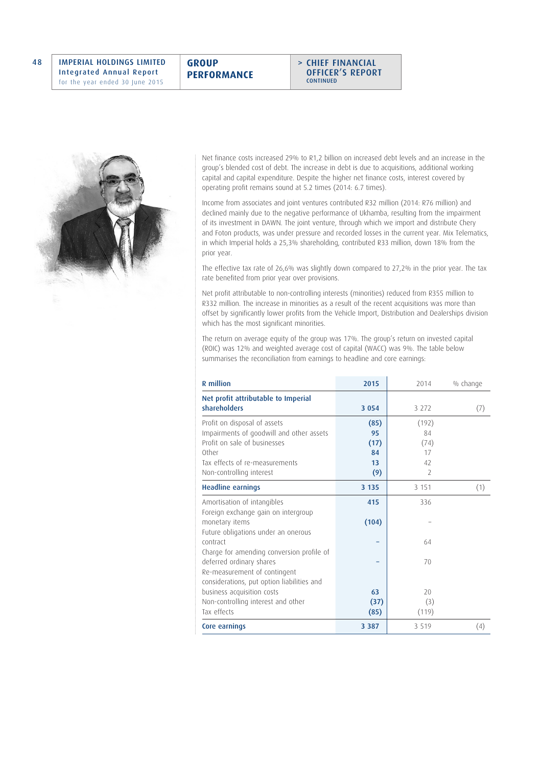Net finance costs increased 29% to R1,2 billion on increased debt levels and an increase in the group's blended cost of debt. The increase in debt is due to acquisitions, additional working capital and capital expenditure. Despite the higher net finance costs, interest covered by operating profit remains sound at 5.2 times (2014: 6.7 times).

Income from associates and joint ventures contributed R32 million (2014: R76 million) and declined mainly due to the negative performance of Ukhamba, resulting from the impairment of its investment in DAWN. The joint venture, through which we import and distribute Chery and Foton products, was under pressure and recorded losses in the current year. Mix Telematics, in which Imperial holds a 25,3% shareholding, contributed R33 million, down 18% from the prior year.

The effective tax rate of 26,6% was slightly down compared to 27,2% in the prior year. The tax rate benefited from prior year over provisions.

Net profit attributable to non-controlling interests (minorities) reduced from R355 million to R332 million. The increase in minorities as a result of the recent acquisitions was more than offset by significantly lower profits from the Vehicle Import, Distribution and Dealerships division which has the most significant minorities.

The return on average equity of the group was 17%. The group's return on invested capital (ROIC) was 12% and weighted average cost of capital (WACC) was 9%. The table below summarises the reconciliation from earnings to headline and core earnings:

| R million | 2015 | 2014 | % change |
|---|---|---|---|
| **Net profit attributable to Imperial shareholders** | **3 054** | 3 272 | (7) |
| Profit on disposal of assets | **(85)** | (192) | |
| Impairments of goodwill and other assets | **95** | 84 | |
| Profit on sale of businesses | **(17)** | (74) | |
| Other | **84** | 17 | |
| Tax effects of re-measurements | **13** | 42 | |
| Non-controlling interest | **(9)** | 2 | |
| **Headline earnings** | **3 135** | 3 151 | (1) |
| Amortisation of intangibles | **415** | 336 | |
| Foreign exchange gain on intergroup monetary items | **(104)** | – | |
| Future obligations under an onerous contract | **–** | 64 | |
| Charge for amending conversion profile of deferred ordinary shares | **–** | 70 | |
| Re-measurement of contingent considerations, put option liabilities and business acquisition costs | **63** | 20 | |
| Non-controlling interest and other | **(37)** | (3) | |
| Tax effects | **(85)** | (119) | |
| **Core earnings** | **3 387** | 3 519 | (4) |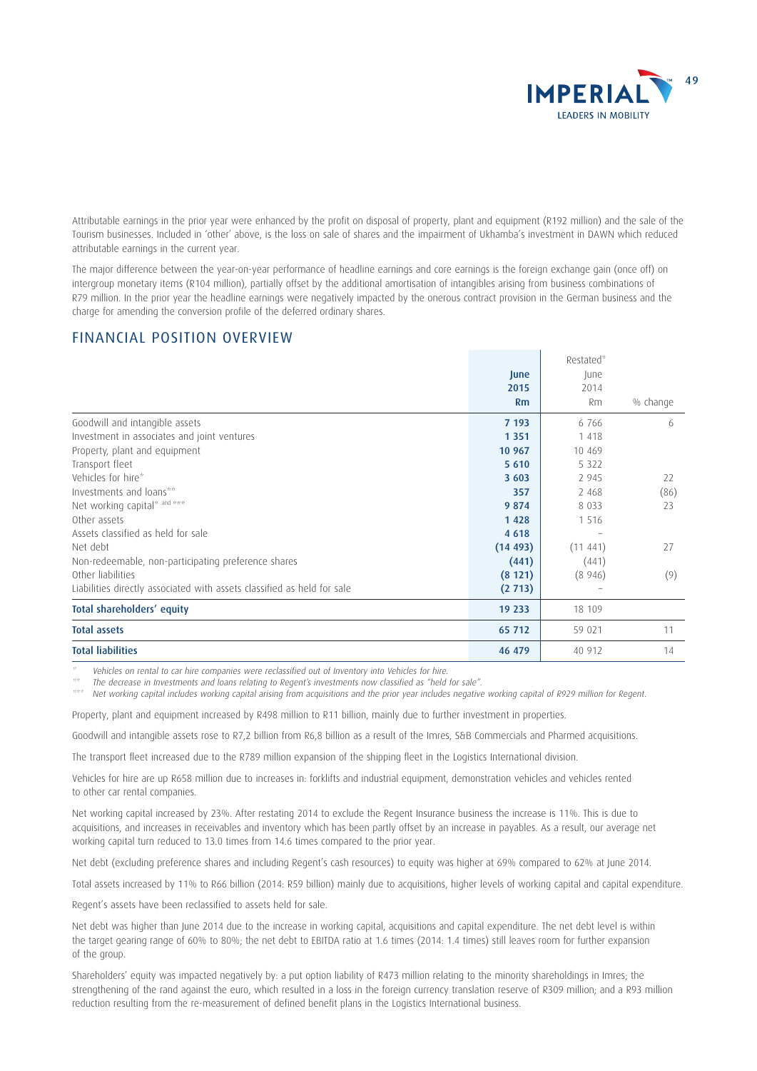Attributable earnings in the prior year were enhanced by the profit on disposal of property, plant and equipment (R192 million) and the sale of the Tourism businesses. Included in 'other' above, is the loss on sale of shares and the impairment of Ukhamba's investment in DAWN which reduced attributable earnings in the current year.

The major difference between the year-on-year performance of headline earnings and core earnings is the foreign exchange gain (once off) on intergroup monetary items (R104 million), partially offset by the additional amortisation of intangibles arising from business combinations of R79 million. In the prior year the headline earnings were negatively impacted by the onerous contract provision in the German business and the charge for amending the conversion profile of the deferred ordinary shares.

## FINANCIAL POSITION OVERVIEW

| | June 2015 Rm | Restated* June 2014 Rm | % change |
|---|---|---|---|
| Goodwill and intangible assets | **7 193** | 6 766 | 6 |
| Investment in associates and joint ventures | **1 351** | 1 418 | |
| Property, plant and equipment | **10 967** | 10 469 | |
| Transport fleet | **5 610** | 5 322 | |
| Vehicles for hire* | **3 603** | 2 945 | 22 |
| Investments and loans** | **357** | 2 468 | (86) |
| Net working capital* and *** | **9 874** | 8 033 | 23 |
| Other assets | **1 428** | 1 516 | |
| Assets classified as held for sale | **4 618** | – | |
| Net debt | **(14 493)** | (11 441) | 27 |
| Non-redeemable, non-participating preference shares | **(441)** | (441) | |
| Other liabilities | **(8 121)** | (8 946) | (9) |
| Liabilities directly associated with assets classified as held for sale | **(2 713)** | – | |
| **Total shareholders' equity** | **19 233** | 18 109 | |
| **Total assets** | **65 712** | 59 021 | 11 |
| **Total liabilities** | **46 479** | 40 912 | 14 |

*\* Vehicles on rental to car hire companies were reclassified out of Inventory into Vehicles for hire.*
*\*\* The decrease in Investments and loans relating to Regent's investments now classified as "held for sale".*
*\*\*\* Net working capital includes working capital arising from acquisitions and the prior year includes negative working capital of R929 million for Regent.*

Property, plant and equipment increased by R498 million to R11 billion, mainly due to further investment in properties.

Goodwill and intangible assets rose to R7,2 billion from R6,8 billion as a result of the Imres, S&B Commercials and Pharmed acquisitions.

The transport fleet increased due to the R789 million expansion of the shipping fleet in the Logistics International division.

Vehicles for hire are up R658 million due to increases in: forklifts and industrial equipment, demonstration vehicles and vehicles rented to other car rental companies.

Net working capital increased by 23%. After restating 2014 to exclude the Regent Insurance business the increase is 11%. This is due to acquisitions, and increases in receivables and inventory which has been partly offset by an increase in payables. As a result, our average net working capital turn reduced to 13.0 times from 14.6 times compared to the prior year.

Net debt (excluding preference shares and including Regent's cash resources) to equity was higher at 69% compared to 62% at June 2014.

Total assets increased by 11% to R66 billion (2014: R59 billion) mainly due to acquisitions, higher levels of working capital and capital expenditure.

Regent's assets have been reclassified to assets held for sale.

Net debt was higher than June 2014 due to the increase in working capital, acquisitions and capital expenditure. The net debt level is within the target gearing range of 60% to 80%; the net debt to EBITDA ratio at 1.6 times (2014: 1.4 times) still leaves room for further expansion of the group.

Shareholders' equity was impacted negatively by: a put option liability of R473 million relating to the minority shareholdings in Imres; the strengthening of the rand against the euro, which resulted in a loss in the foreign currency translation reserve of R309 million; and a R93 million reduction resulting from the re-measurement of defined benefit plans in the Logistics International business.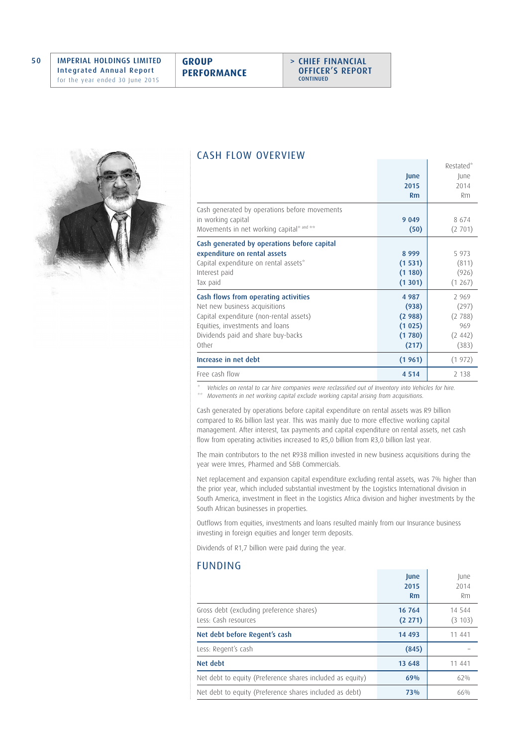## CASH FLOW OVERVIEW

| | June 2015 Rm | Restated* June 2014 Rm |
|---|---|---|
| Cash generated by operations before movements in working capital | 9 049 | 8 674 |
| Movements in net working capital* and ** | (50) | (2 701) |
| **Cash generated by operations before capital expenditure on rental assets** | **8 999** | 5 973 |
| Capital expenditure on rental assets* | (1 531) | (811) |
| Interest paid | (1 180) | (926) |
| Tax paid | (1 301) | (1 267) |
| **Cash flows from operating activities** | **4 987** | 2 969 |
| Net new business acquisitions | (938) | (297) |
| Capital expenditure (non-rental assets) | (2 988) | (2 788) |
| Equities, investments and loans | (1 025) | 969 |
| Dividends paid and share buy-backs | (1 780) | (2 442) |
| Other | (217) | (383) |
| **Increase in net debt** | **(1 961)** | (1 972) |
| Free cash flow | 4 514 | 2 138 |

*Vehicles on rental to car hire companies were reclassified out of Inventory into Vehicles for hire.*
*\*\* Movements in net working capital exclude working capital arising from acquisitions.*

Cash generated by operations before capital expenditure on rental assets was R9 billion compared to R6 billion last year. This was mainly due to more effective working capital management. After interest, tax payments and capital expenditure on rental assets, net cash flow from operating activities increased to R5,0 billion from R3,0 billion last year.

The main contributors to the net R938 million invested in new business acquisitions during the year were Imres, Pharmed and S&B Commercials.

Net replacement and expansion capital expenditure excluding rental assets, was 7% higher than the prior year, which included substantial investment by the Logistics International division in South America, investment in fleet in the Logistics Africa division and higher investments by the South African businesses in properties.

Outflows from equities, investments and loans resulted mainly from our Insurance business investing in foreign equities and longer term deposits.

Dividends of R1,7 billion were paid during the year.

## FUNDING

| | June 2015 Rm | June 2014 Rm |
|---|---|---|
| Gross debt (excluding preference shares) | 16 764 | 14 544 |
| Less: Cash resources | (2 271) | (3 103) |
| **Net debt before Regent's cash** | **14 493** | 11 441 |
| Less: Regent's cash | (845) | – |
| **Net debt** | **13 648** | 11 441 |
| Net debt to equity (Preference shares included as equity) | 69% | 62% |
| Net debt to equity (Preference shares included as debt) | 73% | 66% |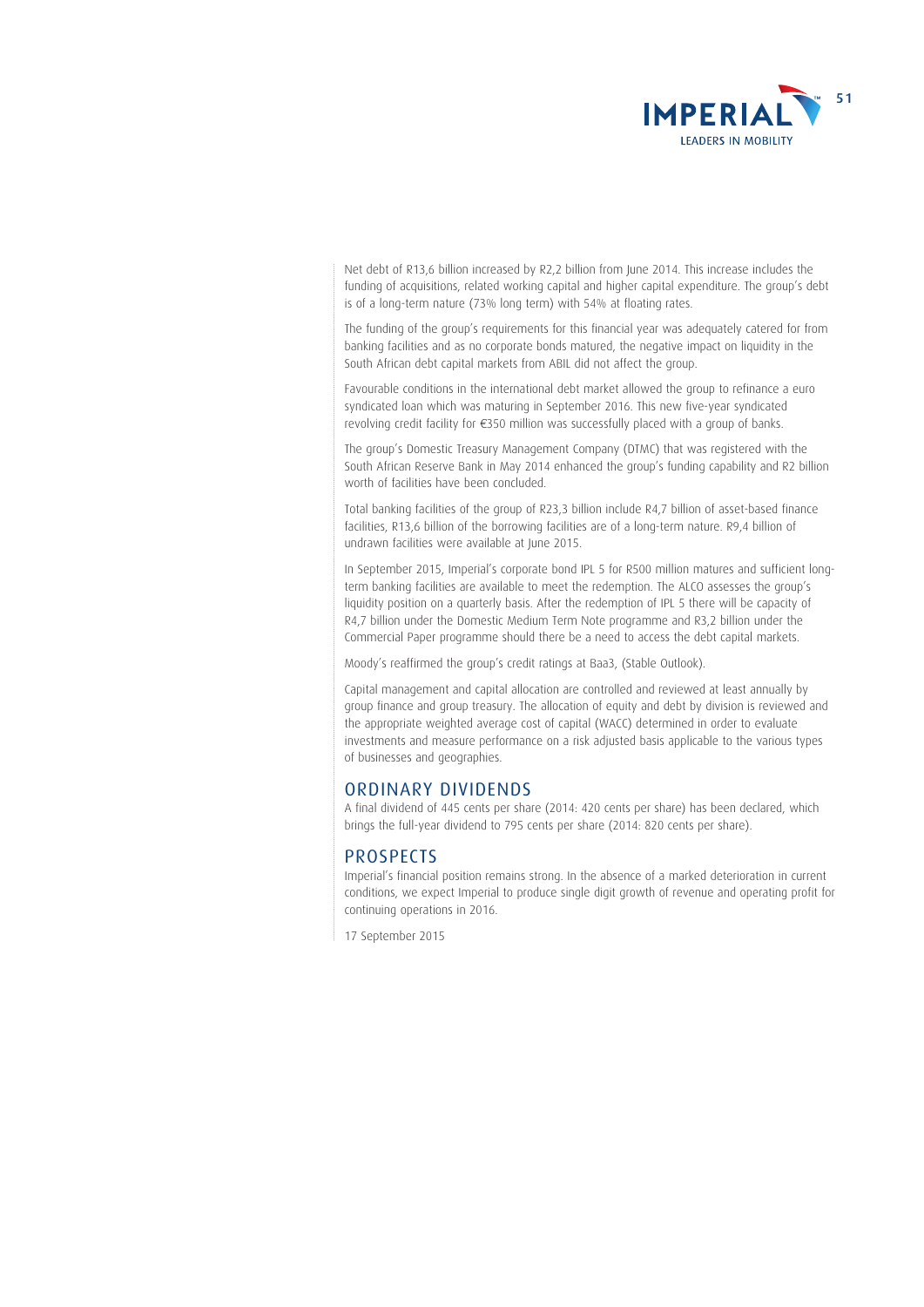Net debt of R13,6 billion increased by R2,2 billion from June 2014. This increase includes the funding of acquisitions, related working capital and higher capital expenditure. The group's debt is of a long-term nature (73% long term) with 54% at floating rates.

The funding of the group's requirements for this financial year was adequately catered for from banking facilities and as no corporate bonds matured, the negative impact on liquidity in the South African debt capital markets from ABIL did not affect the group.

Favourable conditions in the international debt market allowed the group to refinance a euro syndicated loan which was maturing in September 2016. This new five-year syndicated revolving credit facility for €350 million was successfully placed with a group of banks.

The group's Domestic Treasury Management Company (DTMC) that was registered with the South African Reserve Bank in May 2014 enhanced the group's funding capability and R2 billion worth of facilities have been concluded.

Total banking facilities of the group of R23,3 billion include R4,7 billion of asset-based finance facilities, R13,6 billion of the borrowing facilities are of a long-term nature. R9,4 billion of undrawn facilities were available at June 2015.

In September 2015, Imperial's corporate bond IPL 5 for R500 million matures and sufficient long-term banking facilities are available to meet the redemption. The ALCO assesses the group's liquidity position on a quarterly basis. After the redemption of IPL 5 there will be capacity of R4,7 billion under the Domestic Medium Term Note programme and R3,2 billion under the Commercial Paper programme should there be a need to access the debt capital markets.

Moody's reaffirmed the group's credit ratings at Baa3, (Stable Outlook).

Capital management and capital allocation are controlled and reviewed at least annually by group finance and group treasury. The allocation of equity and debt by division is reviewed and the appropriate weighted average cost of capital (WACC) determined in order to evaluate investments and measure performance on a risk adjusted basis applicable to the various types of businesses and geographies.

## ORDINARY DIVIDENDS

A final dividend of 445 cents per share (2014: 420 cents per share) has been declared, which brings the full-year dividend to 795 cents per share (2014: 820 cents per share).

## PROSPECTS

Imperial's financial position remains strong. In the absence of a marked deterioration in current conditions, we expect Imperial to produce single digit growth of revenue and operating profit for continuing operations in 2016.

17 September 2015